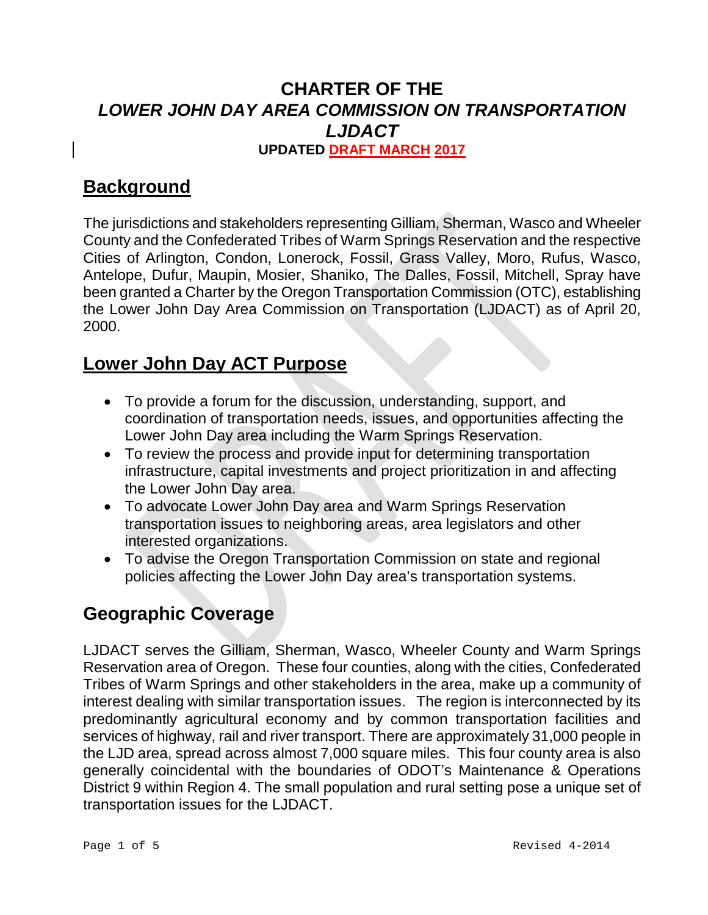# CHARTER OF THE
# *LOWER JOHN DAY AREA COMMISSION ON TRANSPORTATION LJDACT*

**UPDATED DRAFT MARCH 2017**

## Background

The jurisdictions and stakeholders representing Gilliam, Sherman, Wasco and Wheeler County and the Confederated Tribes of Warm Springs Reservation and the respective Cities of Arlington, Condon, Lonerock, Fossil, Grass Valley, Moro, Rufus, Wasco, Antelope, Dufur, Maupin, Mosier, Shaniko, The Dalles, Fossil, Mitchell, Spray have been granted a Charter by the Oregon Transportation Commission (OTC), establishing the Lower John Day Area Commission on Transportation (LJDACT) as of April 20, 2000.

## Lower John Day ACT Purpose

- To provide a forum for the discussion, understanding, support, and coordination of transportation needs, issues, and opportunities affecting the Lower John Day area including the Warm Springs Reservation.
- To review the process and provide input for determining transportation infrastructure, capital investments and project prioritization in and affecting the Lower John Day area.
- To advocate Lower John Day area and Warm Springs Reservation transportation issues to neighboring areas, area legislators and other interested organizations.
- To advise the Oregon Transportation Commission on state and regional policies affecting the Lower John Day area's transportation systems.

## Geographic Coverage

LJDACT serves the Gilliam, Sherman, Wasco, Wheeler County and Warm Springs Reservation area of Oregon. These four counties, along with the cities, Confederated Tribes of Warm Springs and other stakeholders in the area, make up a community of interest dealing with similar transportation issues. The region is interconnected by its predominantly agricultural economy and by common transportation facilities and services of highway, rail and river transport. There are approximately 31,000 people in the LJD area, spread across almost 7,000 square miles. This four county area is also generally coincidental with the boundaries of ODOT's Maintenance & Operations District 9 within Region 4. The small population and rural setting pose a unique set of transportation issues for the LJDACT.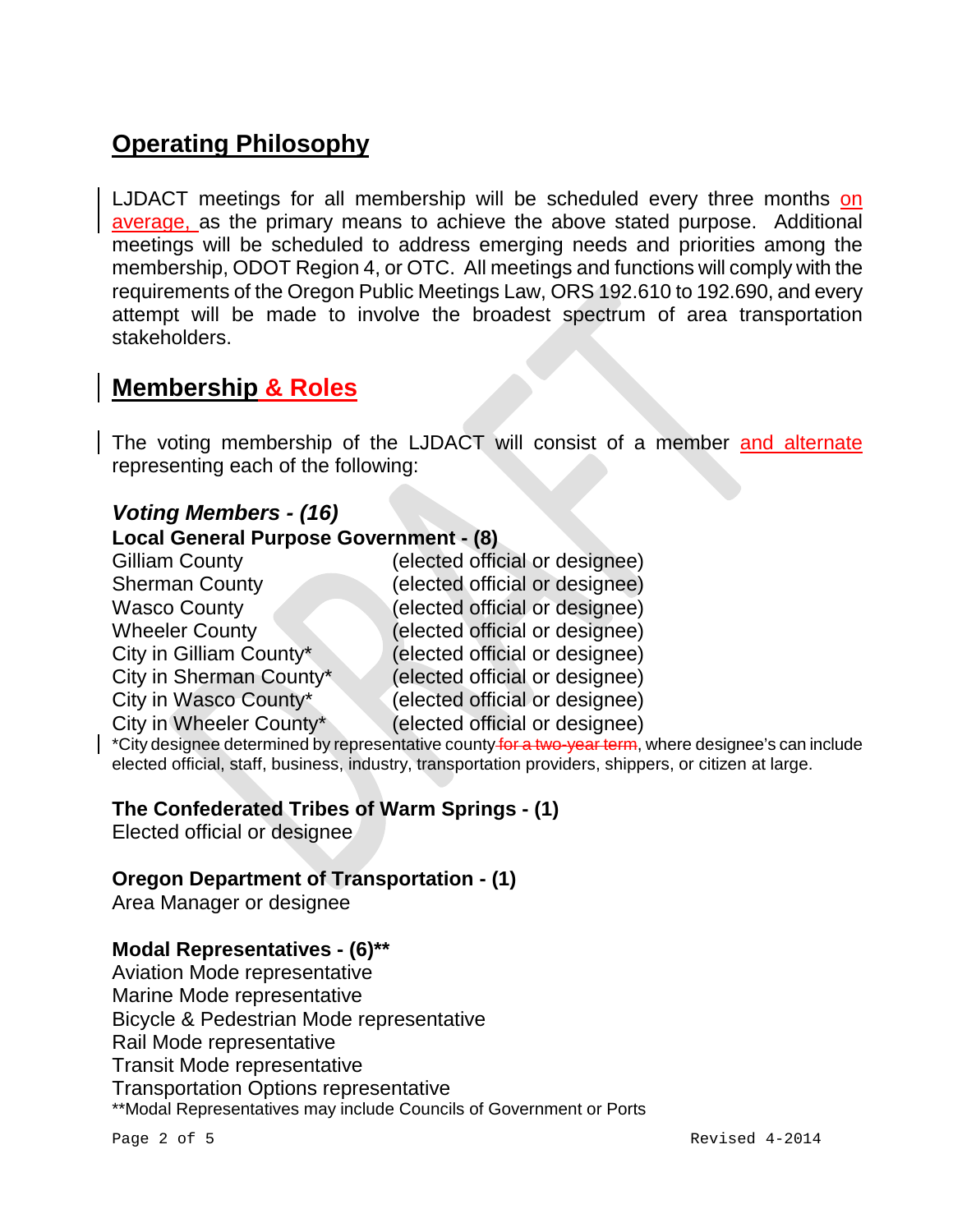## Operating Philosophy

LJDACT meetings for all membership will be scheduled every three months on average, as the primary means to achieve the above stated purpose. Additional meetings will be scheduled to address emerging needs and priorities among the membership, ODOT Region 4, or OTC. All meetings and functions will comply with the requirements of the Oregon Public Meetings Law, ORS 192.610 to 192.690, and every attempt will be made to involve the broadest spectrum of area transportation stakeholders.

## Membership & Roles

The voting membership of the LJDACT will consist of a member and alternate representing each of the following:

### *Voting Members - (16)*

**Local General Purpose Government - (8)**

| | |
|---|---|
| Gilliam County | (elected official or designee) |
| Sherman County | (elected official or designee) |
| Wasco County | (elected official or designee) |
| Wheeler County | (elected official or designee) |
| City in Gilliam County* | (elected official or designee) |
| City in Sherman County* | (elected official or designee) |
| City in Wasco County* | (elected official or designee) |
| City in Wheeler County* | (elected official or designee) |

*City designee determined by representative county ~~for a two-year term~~, where designee's can include elected official, staff, business, industry, transportation providers, shippers, or citizen at large.

**The Confederated Tribes of Warm Springs - (1)**
Elected official or designee

**Oregon Department of Transportation - (1)**
Area Manager or designee

**Modal Representatives - (6)****
Aviation Mode representative
Marine Mode representative
Bicycle & Pedestrian Mode representative
Rail Mode representative
Transit Mode representative
Transportation Options representative
**Modal Representatives may include Councils of Government or Ports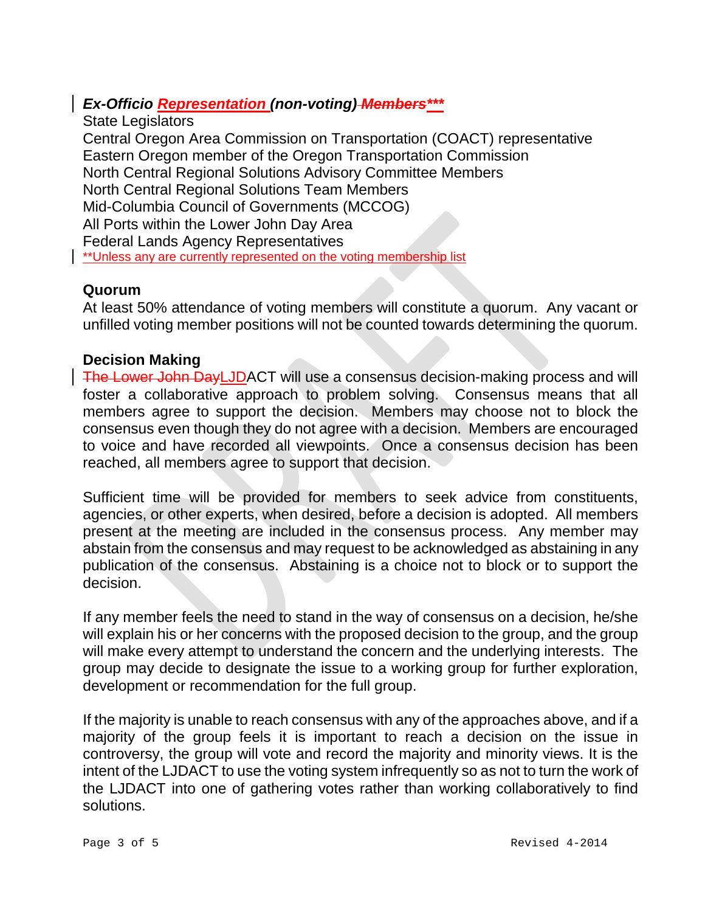***Ex-Officio Representation (non-voting) Members\*\*\****

State Legislators
Central Oregon Area Commission on Transportation (COACT) representative
Eastern Oregon member of the Oregon Transportation Commission
North Central Regional Solutions Advisory Committee Members
North Central Regional Solutions Team Members
Mid-Columbia Council of Governments (MCCOG)
All Ports within the Lower John Day Area
Federal Lands Agency Representatives
**Unless any are currently represented on the voting membership list

### Quorum

At least 50% attendance of voting members will constitute a quorum. Any vacant or unfilled voting member positions will not be counted towards determining the quorum.

### Decision Making

The Lower John DayLJDACT will use a consensus decision-making process and will foster a collaborative approach to problem solving. Consensus means that all members agree to support the decision. Members may choose not to block the consensus even though they do not agree with a decision. Members are encouraged to voice and have recorded all viewpoints. Once a consensus decision has been reached, all members agree to support that decision.

Sufficient time will be provided for members to seek advice from constituents, agencies, or other experts, when desired, before a decision is adopted. All members present at the meeting are included in the consensus process. Any member may abstain from the consensus and may request to be acknowledged as abstaining in any publication of the consensus. Abstaining is a choice not to block or to support the decision.

If any member feels the need to stand in the way of consensus on a decision, he/she will explain his or her concerns with the proposed decision to the group, and the group will make every attempt to understand the concern and the underlying interests. The group may decide to designate the issue to a working group for further exploration, development or recommendation for the full group.

If the majority is unable to reach consensus with any of the approaches above, and if a majority of the group feels it is important to reach a decision on the issue in controversy, the group will vote and record the majority and minority views. It is the intent of the LJDACT to use the voting system infrequently so as not to turn the work of the LJDACT into one of gathering votes rather than working collaboratively to find solutions.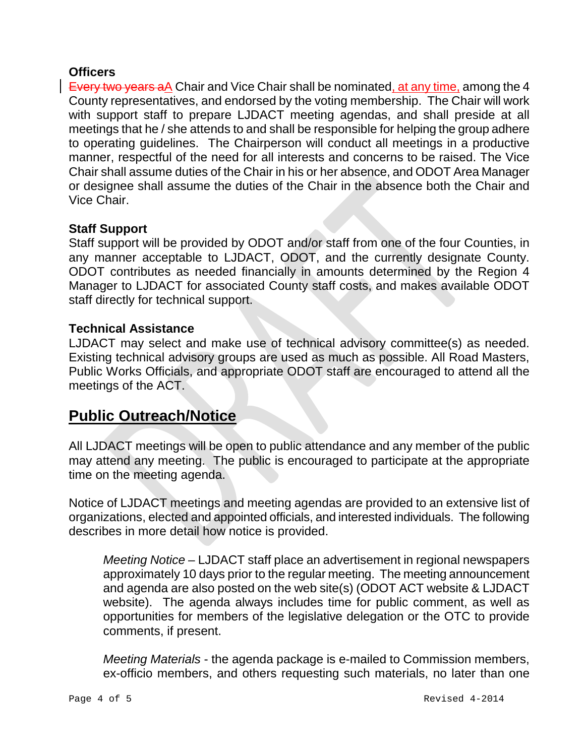**Officers**

~~Every two years a~~A Chair and Vice Chair shall be nominated, at any time, among the 4 County representatives, and endorsed by the voting membership. The Chair will work with support staff to prepare LJDACT meeting agendas, and shall preside at all meetings that he / she attends to and shall be responsible for helping the group adhere to operating guidelines. The Chairperson will conduct all meetings in a productive manner, respectful of the need for all interests and concerns to be raised. The Vice Chair shall assume duties of the Chair in his or her absence, and ODOT Area Manager or designee shall assume the duties of the Chair in the absence both the Chair and Vice Chair.

**Staff Support**

Staff support will be provided by ODOT and/or staff from one of the four Counties, in any manner acceptable to LJDACT, ODOT, and the currently designate County. ODOT contributes as needed financially in amounts determined by the Region 4 Manager to LJDACT for associated County staff costs, and makes available ODOT staff directly for technical support.

**Technical Assistance**

LJDACT may select and make use of technical advisory committee(s) as needed. Existing technical advisory groups are used as much as possible. All Road Masters, Public Works Officials, and appropriate ODOT staff are encouraged to attend all the meetings of the ACT.

## Public Outreach/Notice

All LJDACT meetings will be open to public attendance and any member of the public may attend any meeting. The public is encouraged to participate at the appropriate time on the meeting agenda.

Notice of LJDACT meetings and meeting agendas are provided to an extensive list of organizations, elected and appointed officials, and interested individuals. The following describes in more detail how notice is provided.

> *Meeting Notice* – LJDACT staff place an advertisement in regional newspapers approximately 10 days prior to the regular meeting. The meeting announcement and agenda are also posted on the web site(s) (ODOT ACT website & LJDACT website). The agenda always includes time for public comment, as well as opportunities for members of the legislative delegation or the OTC to provide comments, if present.
>
> *Meeting Materials* - the agenda package is e-mailed to Commission members, ex-officio members, and others requesting such materials, no later than one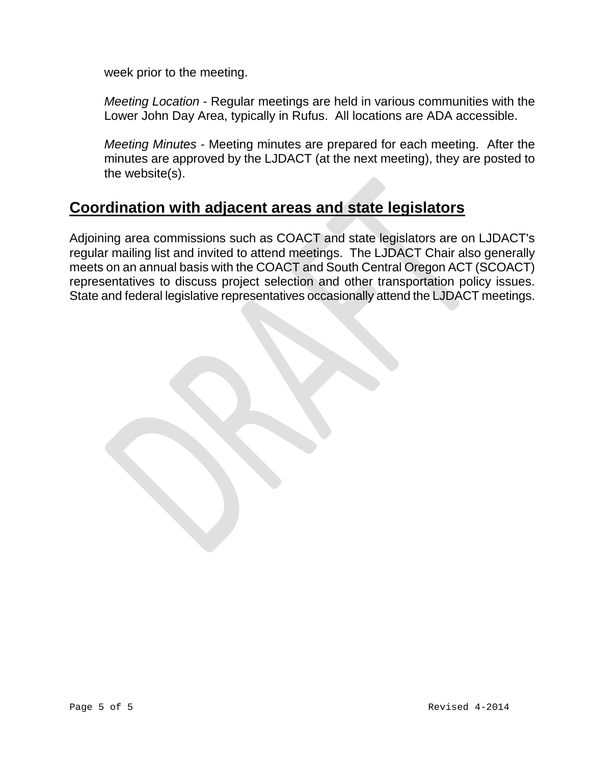week prior to the meeting.

*Meeting Location* - Regular meetings are held in various communities with the Lower John Day Area, typically in Rufus. All locations are ADA accessible.

*Meeting Minutes* - Meeting minutes are prepared for each meeting. After the minutes are approved by the LJDACT (at the next meeting), they are posted to the website(s).

## Coordination with adjacent areas and state legislators

Adjoining area commissions such as COACT and state legislators are on LJDACT's regular mailing list and invited to attend meetings. The LJDACT Chair also generally meets on an annual basis with the COACT and South Central Oregon ACT (SCOACT) representatives to discuss project selection and other transportation policy issues. State and federal legislative representatives occasionally attend the LJDACT meetings.